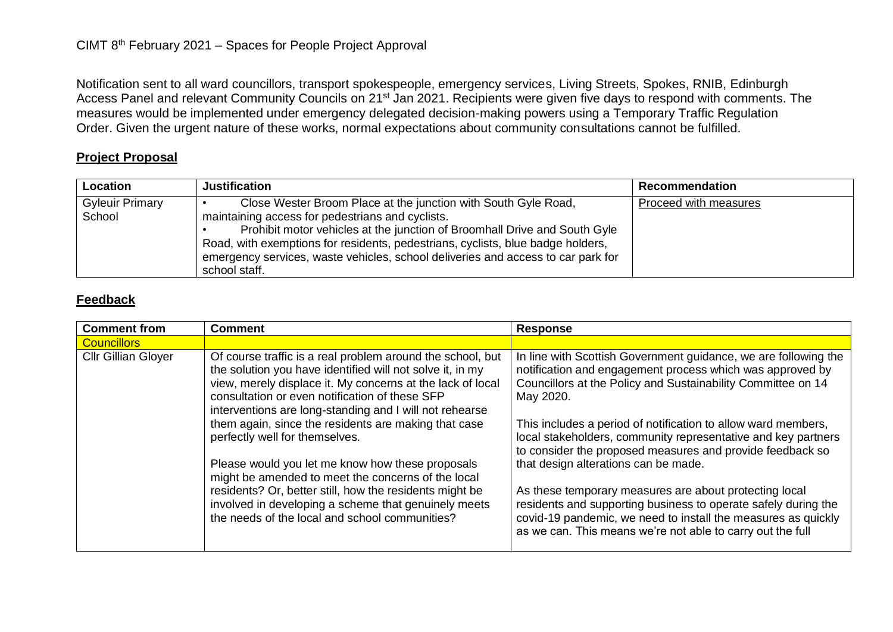CIMT 8th February 2021 – Spaces for People Project Approval

Notification sent to all ward councillors, transport spokespeople, emergency services, Living Streets, Spokes, RNIB, Edinburgh Access Panel and relevant Community Councils on 21st Jan 2021. Recipients were given five days to respond with comments. The measures would be implemented under emergency delegated decision-making powers using a Temporary Traffic Regulation Order. Given the urgent nature of these works, normal expectations about community consultations cannot be fulfilled.

## Project Proposal

| Location | Justification | Recommendation |
| --- | --- | --- |
| Gyleuir Primary School | • Close Wester Broom Place at the junction with South Gyle Road, maintaining access for pedestrians and cyclists.<br>• Prohibit motor vehicles at the junction of Broomhall Drive and South Gyle Road, with exemptions for residents, pedestrians, cyclists, blue badge holders, emergency services, waste vehicles, school deliveries and access to car park for school staff. | Proceed with measures |

## Feedback

| Comment from | Comment | Response |
| --- | --- | --- |
| Councillors | | |
| Cllr Gillian Gloyer | Of course traffic is a real problem around the school, but the solution you have identified will not solve it, in my view, merely displace it. My concerns at the lack of local consultation or even notification of these SFP interventions are long-standing and I will not rehearse them again, since the residents are making that case perfectly well for themselves.<br><br>Please would you let me know how these proposals might be amended to meet the concerns of the local residents? Or, better still, how the residents might be involved in developing a scheme that genuinely meets the needs of the local and school communities? | In line with Scottish Government guidance, we are following the notification and engagement process which was approved by Councillors at the Policy and Sustainability Committee on 14 May 2020.<br><br>This includes a period of notification to allow ward members, local stakeholders, community representative and key partners to consider the proposed measures and provide feedback so that design alterations can be made.<br><br>As these temporary measures are about protecting local residents and supporting business to operate safely during the covid-19 pandemic, we need to install the measures as quickly as we can. This means we're not able to carry out the full |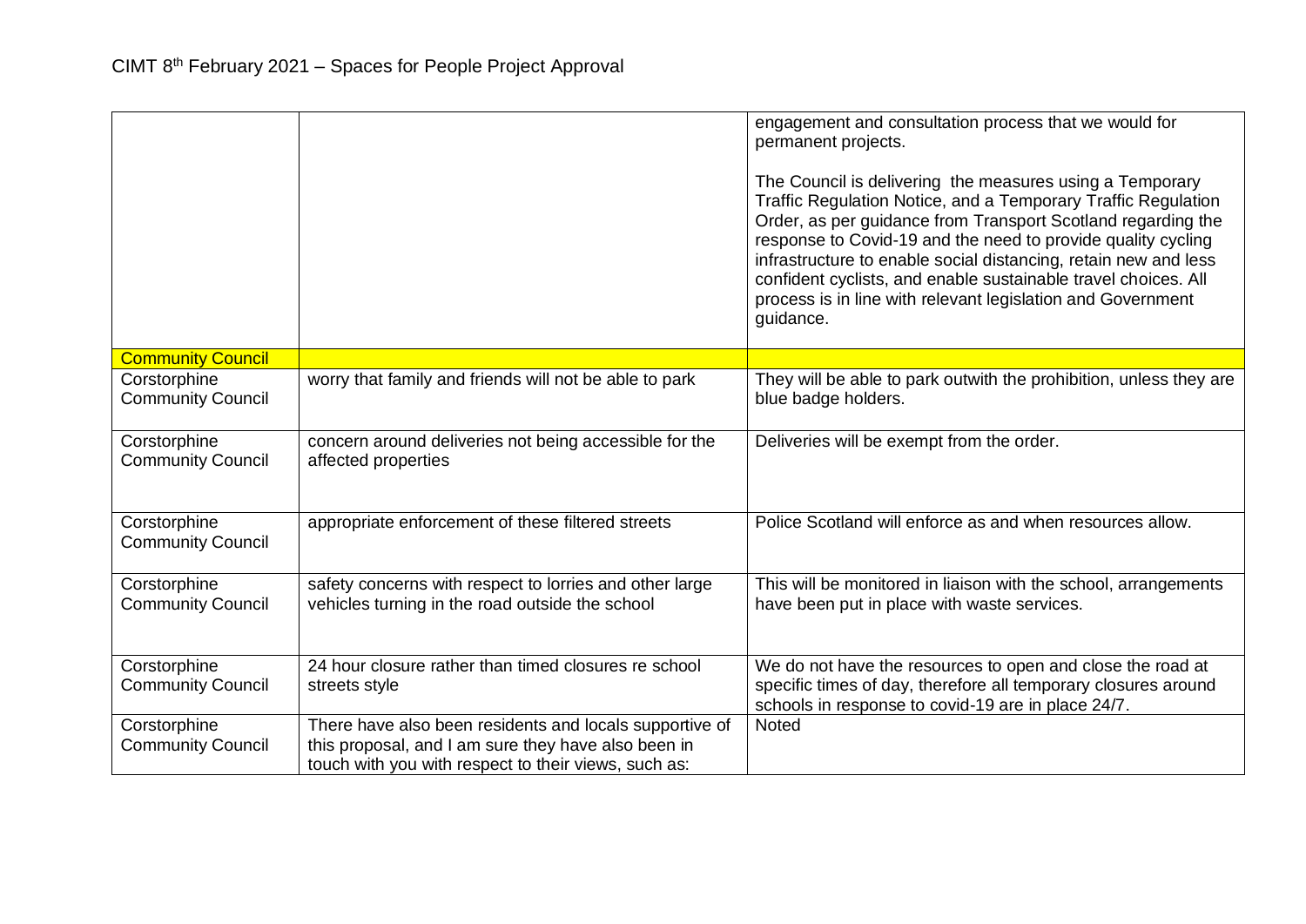| | | |
|---|---|---|
| | | engagement and consultation process that we would for permanent projects.<br><br>The Council is delivering the measures using a Temporary Traffic Regulation Notice, and a Temporary Traffic Regulation Order, as per guidance from Transport Scotland regarding the response to Covid-19 and the need to provide quality cycling infrastructure to enable social distancing, retain new and less confident cyclists, and enable sustainable travel choices. All process is in line with relevant legislation and Government guidance. |
| **Community Council** | | |
| Corstorphine Community Council | worry that family and friends will not be able to park | They will be able to park outwith the prohibition, unless they are blue badge holders. |
| Corstorphine Community Council | concern around deliveries not being accessible for the affected properties | Deliveries will be exempt from the order. |
| Corstorphine Community Council | appropriate enforcement of these filtered streets | Police Scotland will enforce as and when resources allow. |
| Corstorphine Community Council | safety concerns with respect to lorries and other large vehicles turning in the road outside the school | This will be monitored in liaison with the school, arrangements have been put in place with waste services. |
| Corstorphine Community Council | 24 hour closure rather than timed closures re school streets style | We do not have the resources to open and close the road at specific times of day, therefore all temporary closures around schools in response to covid-19 are in place 24/7. |
| Corstorphine Community Council | There have also been residents and locals supportive of this proposal, and I am sure they have also been in touch with you with respect to their views, such as: | Noted |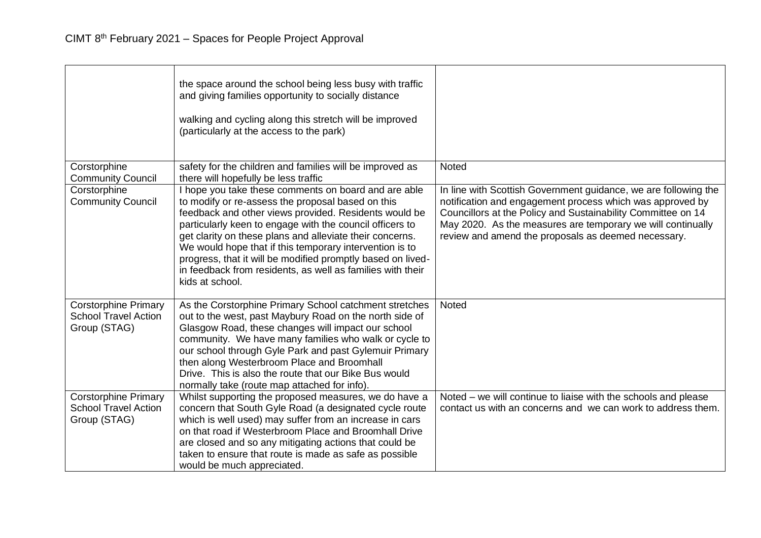| | | |
|---|---|---|
| | the space around the school being less busy with traffic and giving families opportunity to socially distance<br><br>walking and cycling along this stretch will be improved (particularly at the access to the park) | |
| Corstorphine Community Council | safety for the children and families will be improved as there will hopefully be less traffic | Noted |
| Corstorphine Community Council | I hope you take these comments on board and are able to modify or re-assess the proposal based on this feedback and other views provided. Residents would be particularly keen to engage with the council officers to get clarity on these plans and alleviate their concerns. We would hope that if this temporary intervention is to progress, that it will be modified promptly based on lived-in feedback from residents, as well as families with their kids at school. | In line with Scottish Government guidance, we are following the notification and engagement process which was approved by Councillors at the Policy and Sustainability Committee on 14 May 2020. As the measures are temporary we will continually review and amend the proposals as deemed necessary. |
| Corstorphine Primary School Travel Action Group (STAG) | As the Corstorphine Primary School catchment stretches out to the west, past Maybury Road on the north side of Glasgow Road, these changes will impact our school community. We have many families who walk or cycle to our school through Gyle Park and past Gylemuir Primary then along Westerbroom Place and Broomhall Drive. This is also the route that our Bike Bus would normally take (route map attached for info). | Noted |
| Corstorphine Primary School Travel Action Group (STAG) | Whilst supporting the proposed measures, we do have a concern that South Gyle Road (a designated cycle route which is well used) may suffer from an increase in cars on that road if Westerbroom Place and Broomhall Drive are closed and so any mitigating actions that could be taken to ensure that route is made as safe as possible would be much appreciated. | Noted – we will continue to liaise with the schools and please contact us with an concerns and we can work to address them. |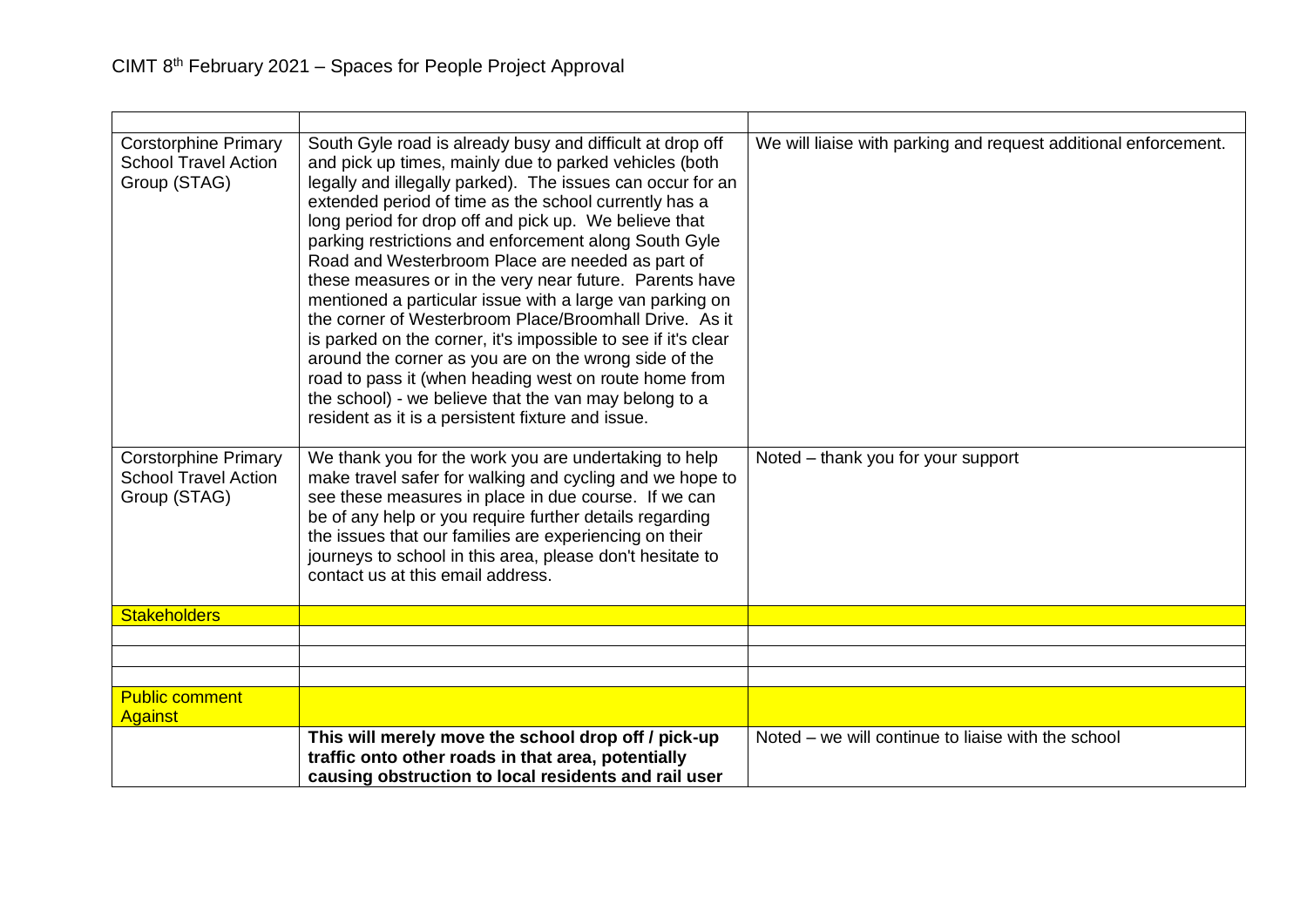# CIMT 8th February 2021 – Spaces for People Project Approval

| | | |
|---|---|---|
| Corstorphine Primary School Travel Action Group (STAG) | South Gyle road is already busy and difficult at drop off and pick up times, mainly due to parked vehicles (both legally and illegally parked). The issues can occur for an extended period of time as the school currently has a long period for drop off and pick up. We believe that parking restrictions and enforcement along South Gyle Road and Westerbroom Place are needed as part of these measures or in the very near future. Parents have mentioned a particular issue with a large van parking on the corner of Westerbroom Place/Broomhall Drive. As it is parked on the corner, it's impossible to see if it's clear around the corner as you are on the wrong side of the road to pass it (when heading west on route home from the school) - we believe that the van may belong to a resident as it is a persistent fixture and issue. | We will liaise with parking and request additional enforcement. |
| Corstorphine Primary School Travel Action Group (STAG) | We thank you for the work you are undertaking to help make travel safer for walking and cycling and we hope to see these measures in place in due course. If we can be of any help or you require further details regarding the issues that our families are experiencing on their journeys to school in this area, please don't hesitate to contact us at this email address. | Noted – thank you for your support |
| Stakeholders | | |
| | | |
| | | |
| | | |
| Public comment Against | | |
| | **This will merely move the school drop off / pick-up traffic onto other roads in that area, potentially causing obstruction to local residents and rail user** | Noted – we will continue to liaise with the school |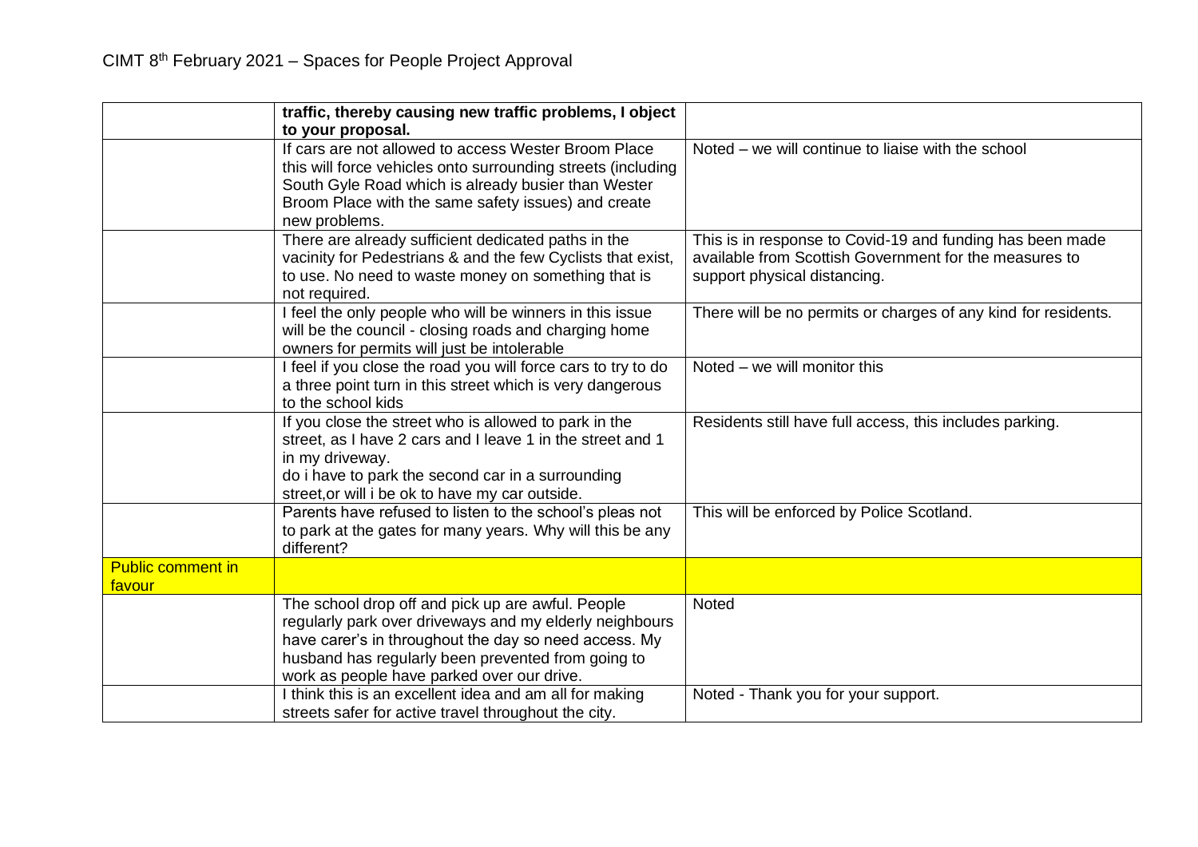| | | |
|---|---|---|
| | **traffic, thereby causing new traffic problems, I object to your proposal.** | |
| | If cars are not allowed to access Wester Broom Place this will force vehicles onto surrounding streets (including South Gyle Road which is already busier than Wester Broom Place with the same safety issues) and create new problems. | Noted – we will continue to liaise with the school |
| | There are already sufficient dedicated paths in the vacinity for Pedestrians & and the few Cyclists that exist, to use. No need to waste money on something that is not required. | This is in response to Covid-19 and funding has been made available from Scottish Government for the measures to support physical distancing. |
| | I feel the only people who will be winners in this issue will be the council - closing roads and charging home owners for permits will just be intolerable | There will be no permits or charges of any kind for residents. |
| | I feel if you close the road you will force cars to try to do a three point turn in this street which is very dangerous to the school kids | Noted – we will monitor this |
| | If you close the street who is allowed to park in the street, as I have 2 cars and I leave 1 in the street and 1 in my driveway. do i have to park the second car in a surrounding street,or will i be ok to have my car outside. | Residents still have full access, this includes parking. |
| | Parents have refused to listen to the school's pleas not to park at the gates for many years. Why will this be any different? | This will be enforced by Police Scotland. |
| Public comment in favour | | |
| | The school drop off and pick up are awful. People regularly park over driveways and my elderly neighbours have carer's in throughout the day so need access. My husband has regularly been prevented from going to work as people have parked over our drive. | Noted |
| | I think this is an excellent idea and am all for making streets safer for active travel throughout the city. | Noted - Thank you for your support. |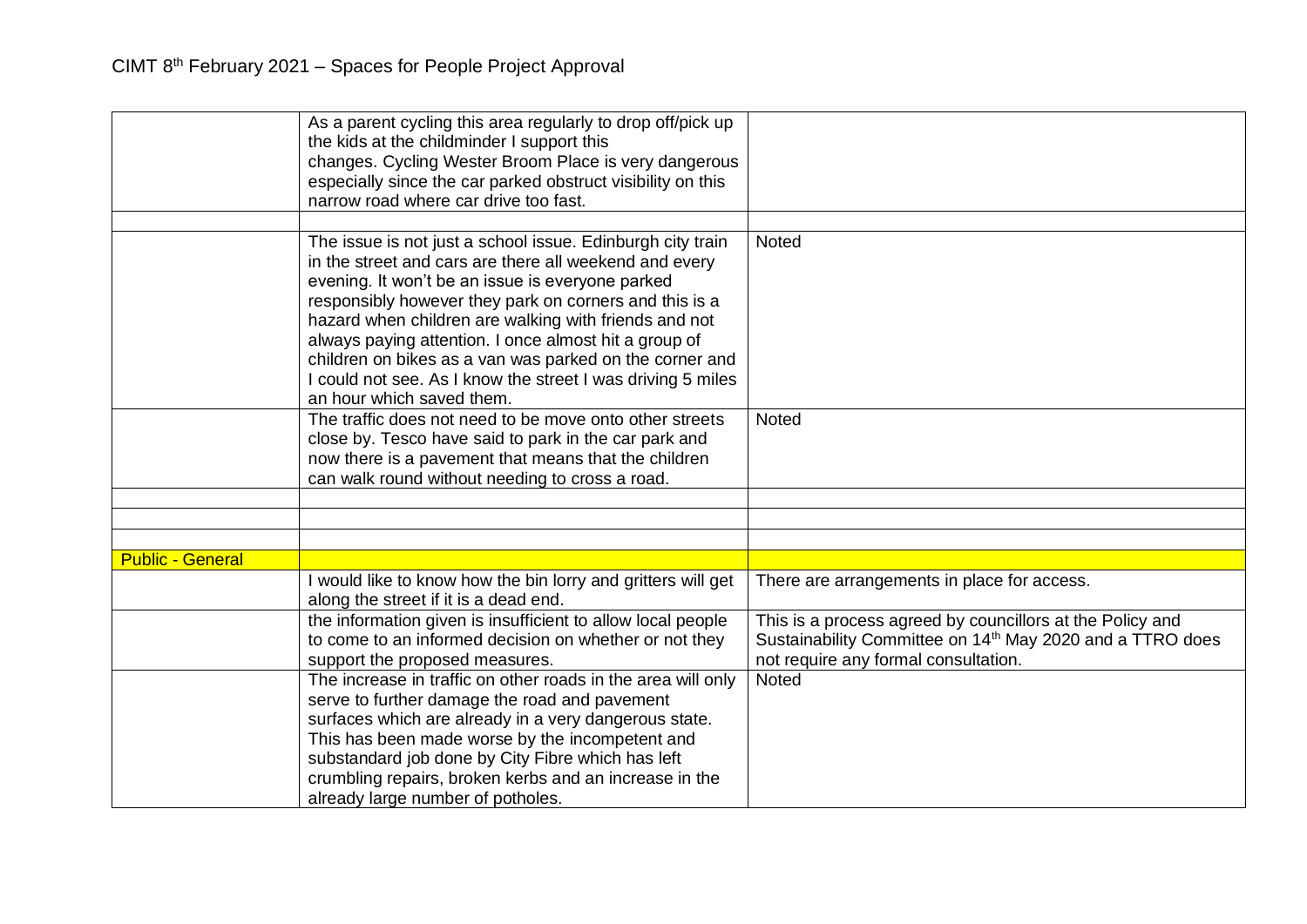| | | |
|---|---|---|
| | As a parent cycling this area regularly to drop off/pick up the kids at the childminder I support this changes. Cycling Wester Broom Place is very dangerous especially since the car parked obstruct visibility on this narrow road where car drive too fast. | |
| | | |
| | The issue is not just a school issue. Edinburgh city train in the street and cars are there all weekend and every evening. It won't be an issue is everyone parked responsibly however they park on corners and this is a hazard when children are walking with friends and not always paying attention. I once almost hit a group of children on bikes as a van was parked on the corner and I could not see. As I know the street I was driving 5 miles an hour which saved them. | Noted |
| | The traffic does not need to be move onto other streets close by. Tesco have said to park in the car park and now there is a pavement that means that the children can walk round without needing to cross a road. | Noted |
| | | |
| | | |
| | | |
| Public - General | | |
| | I would like to know how the bin lorry and gritters will get along the street if it is a dead end. | There are arrangements in place for access. |
| | the information given is insufficient to allow local people to come to an informed decision on whether or not they support the proposed measures. | This is a process agreed by councillors at the Policy and Sustainability Committee on 14th May 2020 and a TTRO does not require any formal consultation. |
| | The increase in traffic on other roads in the area will only serve to further damage the road and pavement surfaces which are already in a very dangerous state. This has been made worse by the incompetent and substandard job done by City Fibre which has left crumbling repairs, broken kerbs and an increase in the already large number of potholes. | Noted |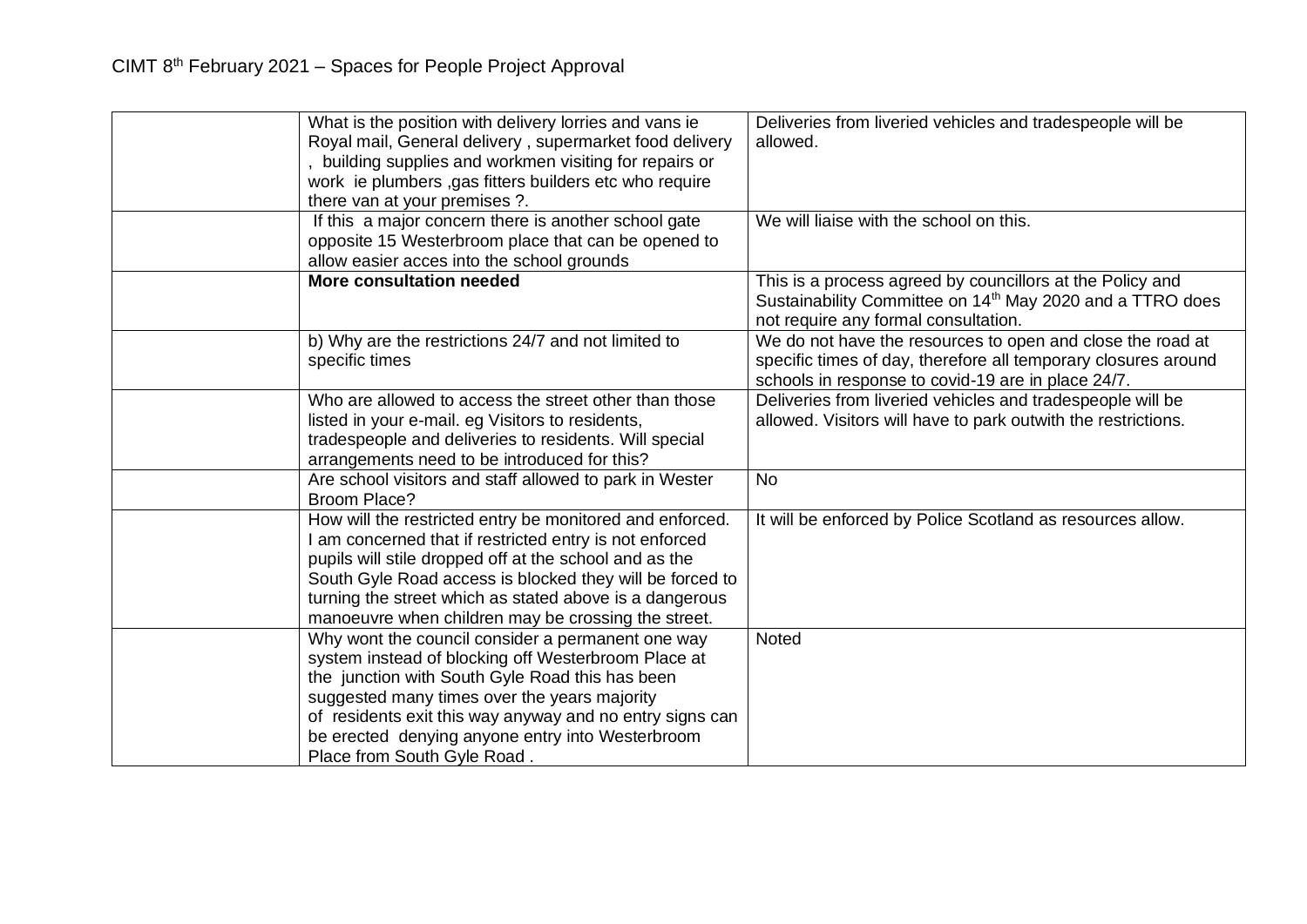| | What is the position with delivery lorries and vans ie Royal mail, General delivery , supermarket food delivery , building supplies and workmen visiting for repairs or work ie plumbers ,gas fitters builders etc who require there van at your premises ?. | Deliveries from liveried vehicles and tradespeople will be allowed. |
|---|---|---|
| | If this a major concern there is another school gate opposite 15 Westerbroom place that can be opened to allow easier acces into the school grounds | We will liaise with the school on this. |
| | **More consultation needed** | This is a process agreed by councillors at the Policy and Sustainability Committee on 14th May 2020 and a TTRO does not require any formal consultation. |
| | b) Why are the restrictions 24/7 and not limited to specific times | We do not have the resources to open and close the road at specific times of day, therefore all temporary closures around schools in response to covid-19 are in place 24/7. |
| | Who are allowed to access the street other than those listed in your e-mail. eg Visitors to residents, tradespeople and deliveries to residents. Will special arrangements need to be introduced for this? | Deliveries from liveried vehicles and tradespeople will be allowed. Visitors will have to park outwith the restrictions. |
| | Are school visitors and staff allowed to park in Wester Broom Place? | No |
| | How will the restricted entry be monitored and enforced. I am concerned that if restricted entry is not enforced pupils will stile dropped off at the school and as the South Gyle Road access is blocked they will be forced to turning the street which as stated above is a dangerous manoeuvre when children may be crossing the street. | It will be enforced by Police Scotland as resources allow. |
| | Why wont the council consider a permanent one way system instead of blocking off Westerbroom Place at the junction with South Gyle Road this has been suggested many times over the years majority of residents exit this way anyway and no entry signs can be erected denying anyone entry into Westerbroom Place from South Gyle Road . | Noted |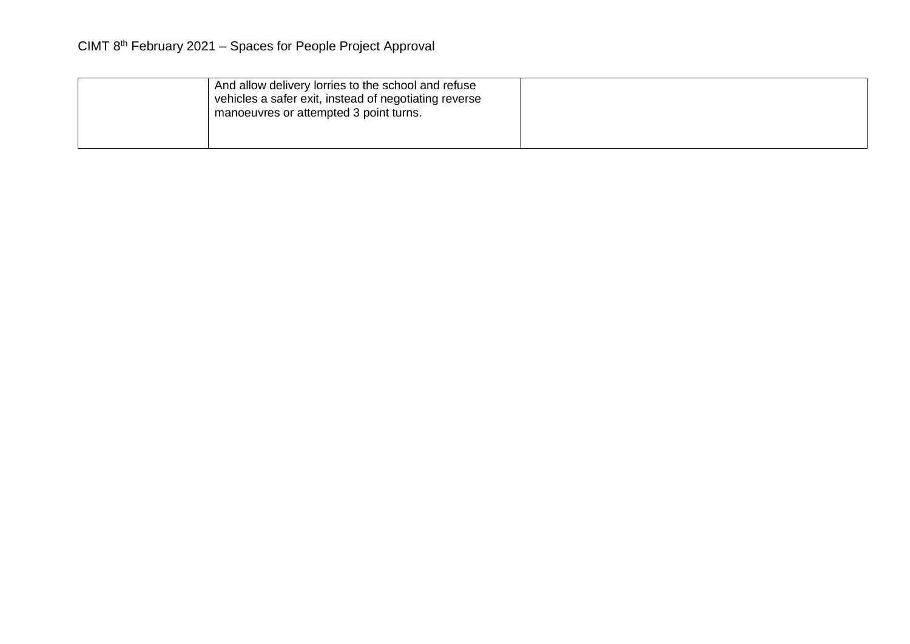| | | |
|---|---|---|
| | And allow delivery lorries to the school and refuse vehicles a safer exit, instead of negotiating reverse manoeuvres or attempted 3 point turns. | |